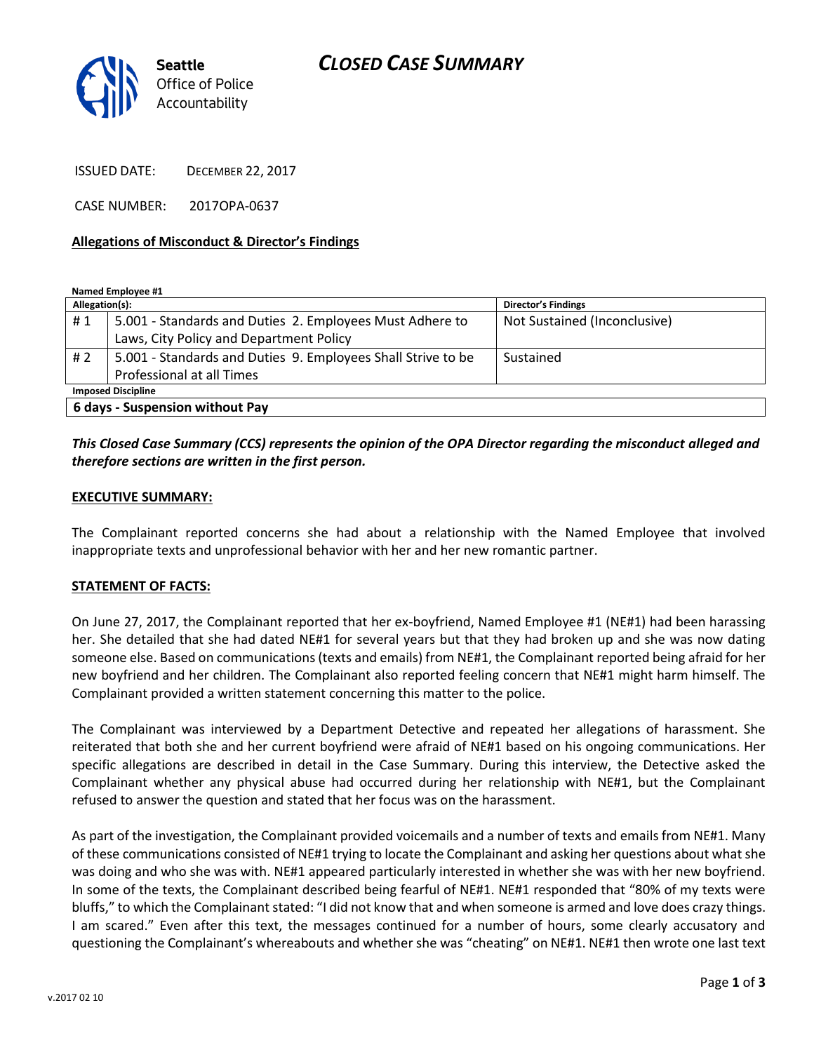Seattle Office of Police Accountability

# CLOSED CASE SUMMARY

ISSUED DATE: DECEMBER 22, 2017

CASE NUMBER: 2017OPA-0637

## Allegations of Misconduct & Director's Findings

**Named Employee #1**

| Allegation(s): | | Director's Findings |
|---|---|---|
| # 1 | 5.001 - Standards and Duties 2. Employees Must Adhere to Laws, City Policy and Department Policy | Not Sustained (Inconclusive) |
| # 2 | 5.001 - Standards and Duties 9. Employees Shall Strive to be Professional at all Times | Sustained |

**Imposed Discipline**

**6 days - Suspension without Pay**

***This Closed Case Summary (CCS) represents the opinion of the OPA Director regarding the misconduct alleged and therefore sections are written in the first person.***

**EXECUTIVE SUMMARY:**

The Complainant reported concerns she had about a relationship with the Named Employee that involved inappropriate texts and unprofessional behavior with her and her new romantic partner.

**STATEMENT OF FACTS:**

On June 27, 2017, the Complainant reported that her ex-boyfriend, Named Employee #1 (NE#1) had been harassing her. She detailed that she had dated NE#1 for several years but that they had broken up and she was now dating someone else. Based on communications (texts and emails) from NE#1, the Complainant reported being afraid for her new boyfriend and her children. The Complainant also reported feeling concern that NE#1 might harm himself. The Complainant provided a written statement concerning this matter to the police.

The Complainant was interviewed by a Department Detective and repeated her allegations of harassment. She reiterated that both she and her current boyfriend were afraid of NE#1 based on his ongoing communications. Her specific allegations are described in detail in the Case Summary. During this interview, the Detective asked the Complainant whether any physical abuse had occurred during her relationship with NE#1, but the Complainant refused to answer the question and stated that her focus was on the harassment.

As part of the investigation, the Complainant provided voicemails and a number of texts and emails from NE#1. Many of these communications consisted of NE#1 trying to locate the Complainant and asking her questions about what she was doing and who she was with. NE#1 appeared particularly interested in whether she was with her new boyfriend. In some of the texts, the Complainant described being fearful of NE#1. NE#1 responded that "80% of my texts were bluffs," to which the Complainant stated: "I did not know that and when someone is armed and love does crazy things. I am scared." Even after this text, the messages continued for a number of hours, some clearly accusatory and questioning the Complainant's whereabouts and whether she was "cheating" on NE#1. NE#1 then wrote one last text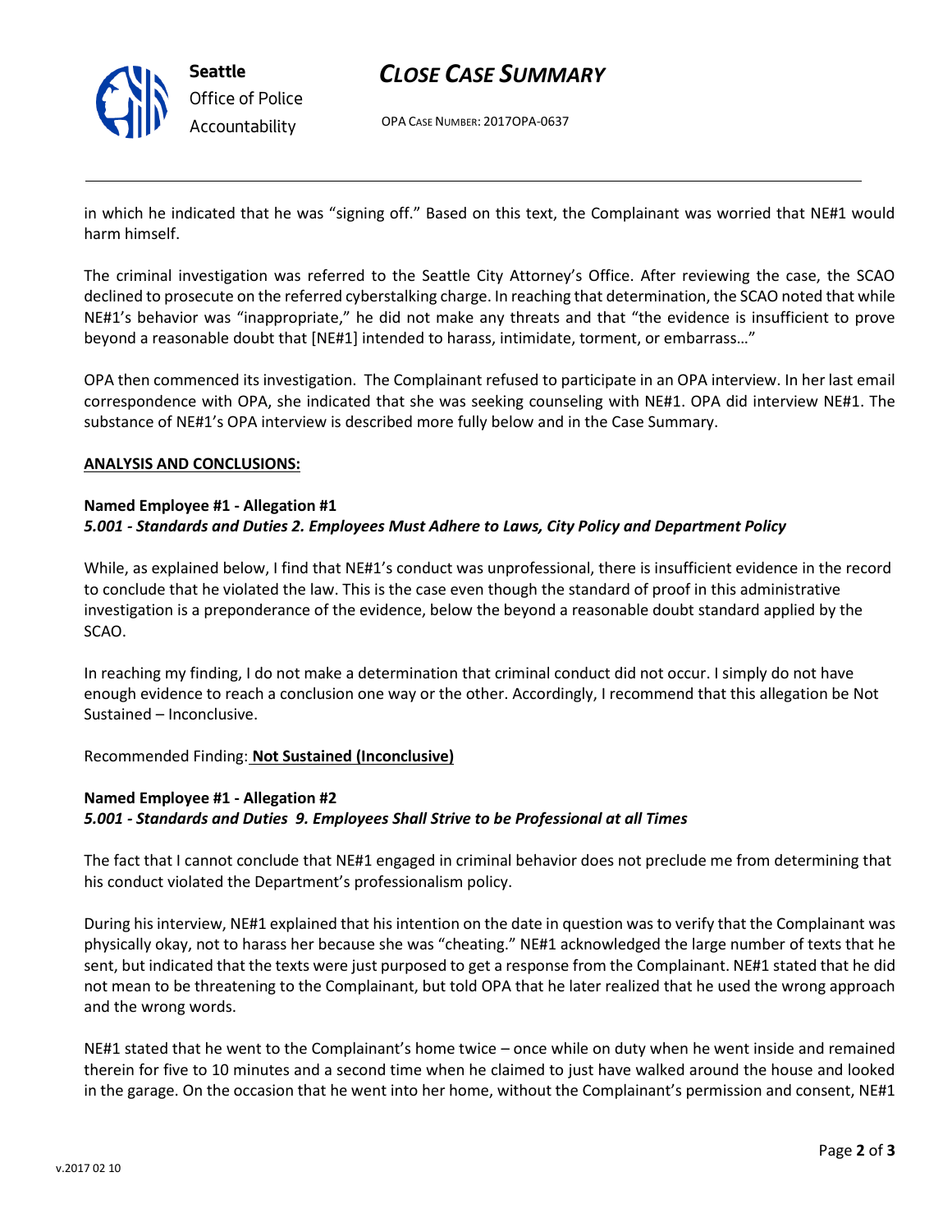in which he indicated that he was "signing off." Based on this text, the Complainant was worried that NE#1 would harm himself.

The criminal investigation was referred to the Seattle City Attorney's Office. After reviewing the case, the SCAO declined to prosecute on the referred cyberstalking charge. In reaching that determination, the SCAO noted that while NE#1's behavior was "inappropriate," he did not make any threats and that "the evidence is insufficient to prove beyond a reasonable doubt that [NE#1] intended to harass, intimidate, torment, or embarrass…"

OPA then commenced its investigation. The Complainant refused to participate in an OPA interview. In her last email correspondence with OPA, she indicated that she was seeking counseling with NE#1. OPA did interview NE#1. The substance of NE#1's OPA interview is described more fully below and in the Case Summary.

**ANALYSIS AND CONCLUSIONS:**

**Named Employee #1 - Allegation #1**
***5.001 - Standards and Duties 2. Employees Must Adhere to Laws, City Policy and Department Policy***

While, as explained below, I find that NE#1's conduct was unprofessional, there is insufficient evidence in the record to conclude that he violated the law. This is the case even though the standard of proof in this administrative investigation is a preponderance of the evidence, below the beyond a reasonable doubt standard applied by the SCAO.

In reaching my finding, I do not make a determination that criminal conduct did not occur. I simply do not have enough evidence to reach a conclusion one way or the other. Accordingly, I recommend that this allegation be Not Sustained – Inconclusive.

Recommended Finding: **Not Sustained (Inconclusive)**

**Named Employee #1 - Allegation #2**
***5.001 - Standards and Duties 9. Employees Shall Strive to be Professional at all Times***

The fact that I cannot conclude that NE#1 engaged in criminal behavior does not preclude me from determining that his conduct violated the Department's professionalism policy.

During his interview, NE#1 explained that his intention on the date in question was to verify that the Complainant was physically okay, not to harass her because she was "cheating." NE#1 acknowledged the large number of texts that he sent, but indicated that the texts were just purposed to get a response from the Complainant. NE#1 stated that he did not mean to be threatening to the Complainant, but told OPA that he later realized that he used the wrong approach and the wrong words.

NE#1 stated that he went to the Complainant's home twice – once while on duty when he went inside and remained therein for five to 10 minutes and a second time when he claimed to just have walked around the house and looked in the garage. On the occasion that he went into her home, without the Complainant's permission and consent, NE#1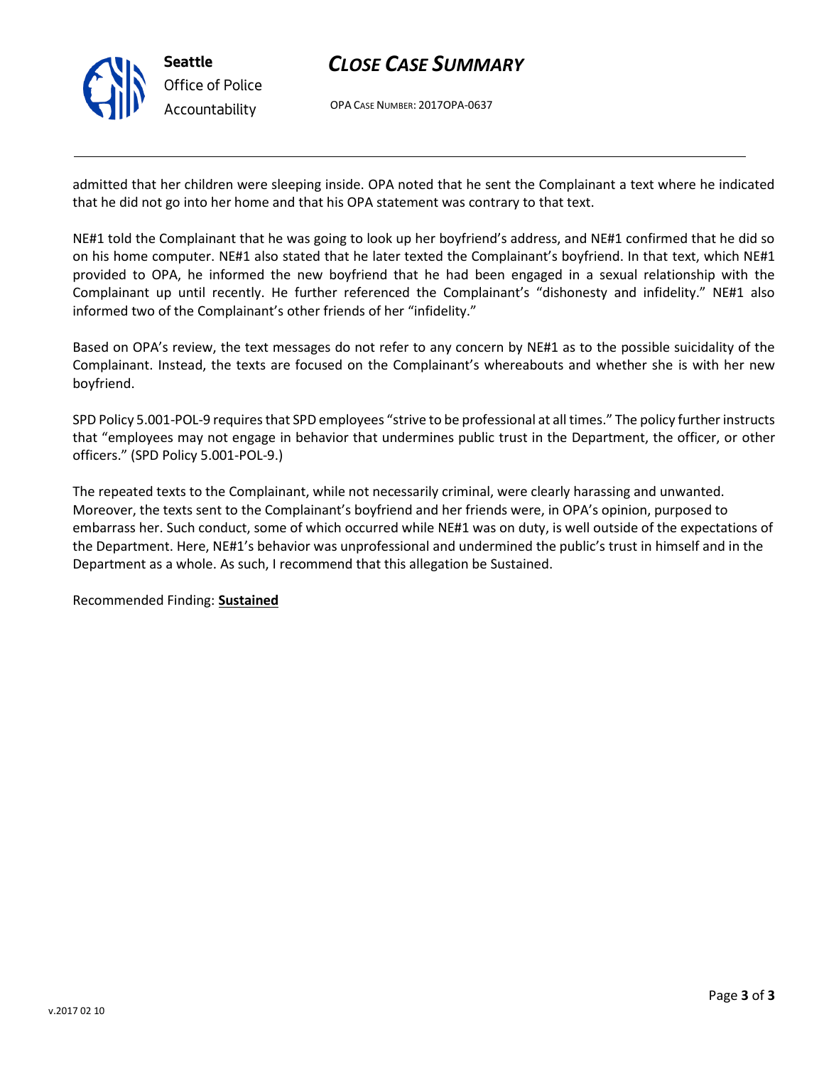admitted that her children were sleeping inside. OPA noted that he sent the Complainant a text where he indicated that he did not go into her home and that his OPA statement was contrary to that text.

NE#1 told the Complainant that he was going to look up her boyfriend's address, and NE#1 confirmed that he did so on his home computer. NE#1 also stated that he later texted the Complainant's boyfriend. In that text, which NE#1 provided to OPA, he informed the new boyfriend that he had been engaged in a sexual relationship with the Complainant up until recently. He further referenced the Complainant's "dishonesty and infidelity." NE#1 also informed two of the Complainant's other friends of her "infidelity."

Based on OPA's review, the text messages do not refer to any concern by NE#1 as to the possible suicidality of the Complainant. Instead, the texts are focused on the Complainant's whereabouts and whether she is with her new boyfriend.

SPD Policy 5.001-POL-9 requires that SPD employees "strive to be professional at all times." The policy further instructs that "employees may not engage in behavior that undermines public trust in the Department, the officer, or other officers." (SPD Policy 5.001-POL-9.)

The repeated texts to the Complainant, while not necessarily criminal, were clearly harassing and unwanted. Moreover, the texts sent to the Complainant's boyfriend and her friends were, in OPA's opinion, purposed to embarrass her. Such conduct, some of which occurred while NE#1 was on duty, is well outside of the expectations of the Department. Here, NE#1's behavior was unprofessional and undermined the public's trust in himself and in the Department as a whole. As such, I recommend that this allegation be Sustained.

Recommended Finding: **Sustained**